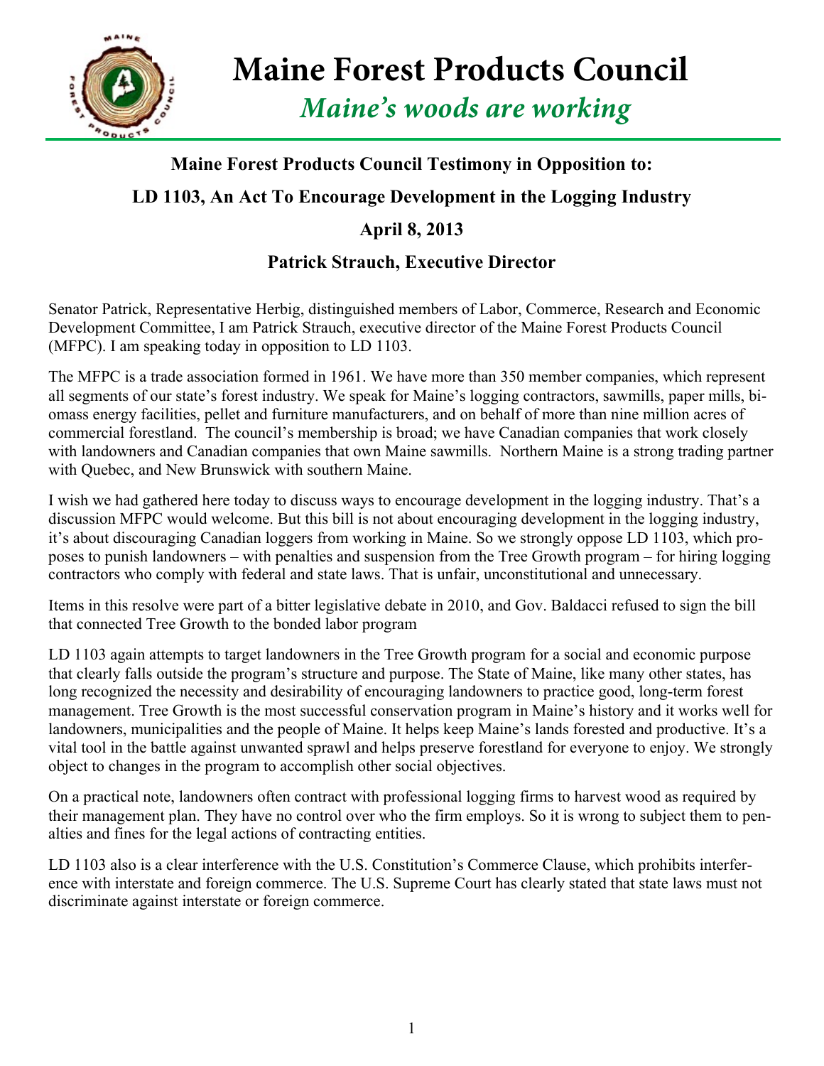# Maine Forest Products Council

*Maine's woods are working*

---

## Maine Forest Products Council Testimony in Opposition to:

## LD 1103, An Act To Encourage Development in the Logging Industry

## April 8, 2013

### Patrick Strauch, Executive Director

Senator Patrick, Representative Herbig, distinguished members of Labor, Commerce, Research and Economic Development Committee, I am Patrick Strauch, executive director of the Maine Forest Products Council (MFPC). I am speaking today in opposition to LD 1103.

The MFPC is a trade association formed in 1961. We have more than 350 member companies, which represent all segments of our state's forest industry. We speak for Maine's logging contractors, sawmills, paper mills, biomass energy facilities, pellet and furniture manufacturers, and on behalf of more than nine million acres of commercial forestland. The council's membership is broad; we have Canadian companies that work closely with landowners and Canadian companies that own Maine sawmills. Northern Maine is a strong trading partner with Quebec, and New Brunswick with southern Maine.

I wish we had gathered here today to discuss ways to encourage development in the logging industry. That's a discussion MFPC would welcome. But this bill is not about encouraging development in the logging industry, it's about discouraging Canadian loggers from working in Maine. So we strongly oppose LD 1103, which proposes to punish landowners – with penalties and suspension from the Tree Growth program – for hiring logging contractors who comply with federal and state laws. That is unfair, unconstitutional and unnecessary.

Items in this resolve were part of a bitter legislative debate in 2010, and Gov. Baldacci refused to sign the bill that connected Tree Growth to the bonded labor program

LD 1103 again attempts to target landowners in the Tree Growth program for a social and economic purpose that clearly falls outside the program's structure and purpose. The State of Maine, like many other states, has long recognized the necessity and desirability of encouraging landowners to practice good, long-term forest management. Tree Growth is the most successful conservation program in Maine's history and it works well for landowners, municipalities and the people of Maine. It helps keep Maine's lands forested and productive. It's a vital tool in the battle against unwanted sprawl and helps preserve forestland for everyone to enjoy. We strongly object to changes in the program to accomplish other social objectives.

On a practical note, landowners often contract with professional logging firms to harvest wood as required by their management plan. They have no control over who the firm employs. So it is wrong to subject them to penalties and fines for the legal actions of contracting entities.

LD 1103 also is a clear interference with the U.S. Constitution's Commerce Clause, which prohibits interference with interstate and foreign commerce. The U.S. Supreme Court has clearly stated that state laws must not discriminate against interstate or foreign commerce.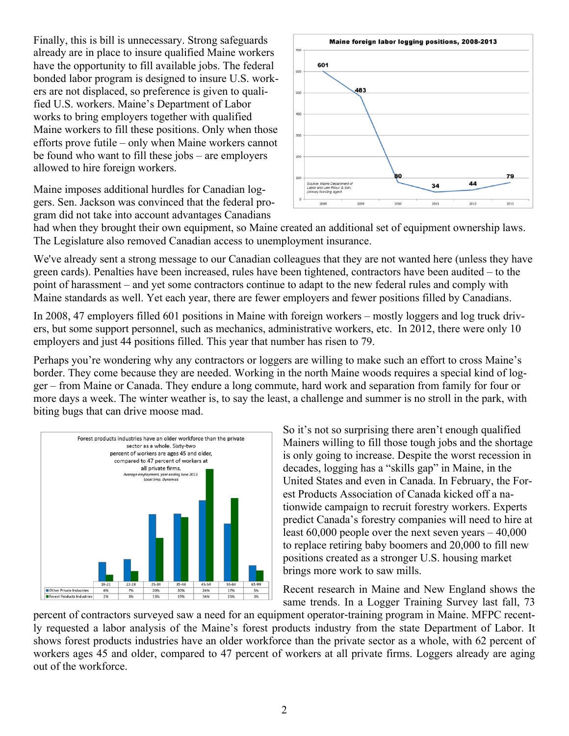Finally, this is bill is unnecessary. Strong safeguards already are in place to insure qualified Maine workers have the opportunity to fill available jobs. The federal bonded labor program is designed to insure U.S. workers are not displaced, so preference is given to qualified U.S. workers. Maine's Department of Labor works to bring employers together with qualified Maine workers to fill these positions. Only when those efforts prove futile – only when Maine workers cannot be found who want to fill these jobs – are employers allowed to hire foreign workers.

**Maine foreign labor logging positions, 2008-2013**

| Year | Positions |
|---|---|
| 2008 | 601 |
| 2009 | 483 |
| 2010 | 80 |
| 2011 | 34 |
| 2012 | 44 |
| 2013 | 79 |

Source: Maine Department of Labor and Lew Rioux & Son, primary bonding agent

Maine imposes additional hurdles for Canadian loggers. Sen. Jackson was convinced that the federal program did not take into account advantages Canadians had when they brought their own equipment, so Maine created an additional set of equipment ownership laws. The Legislature also removed Canadian access to unemployment insurance.

We've already sent a strong message to our Canadian colleagues that they are not wanted here (unless they have green cards). Penalties have been increased, rules have been tightened, contractors have been audited – to the point of harassment – and yet some contractors continue to adapt to the new federal rules and comply with Maine standards as well. Yet each year, there are fewer employers and fewer positions filled by Canadians.

In 2008, 47 employers filled 601 positions in Maine with foreign workers – mostly loggers and log truck drivers, but some support personnel, such as mechanics, administrative workers, etc. In 2012, there were only 10 employers and just 44 positions filled. This year that number has risen to 79.

Perhaps you're wondering why any contractors or loggers are willing to make such an effort to cross Maine's border. They come because they are needed. Working in the north Maine woods requires a special kind of logger – from Maine or Canada. They endure a long commute, hard work and separation from family for four or more days a week. The winter weather is, to say the least, a challenge and summer is no stroll in the park, with biting bugs that can drive moose mad.

Forest products industries have an older workforce than the private sector as a whole. Sixty-two percent of workers are ages 45 and older, compared to 47 percent of workers at all private firms.

*Average employment, year ending June 2012. Local Emp. Dynamics*

| | 19-21 | 22-24 | 25-34 | 35-44 | 45-54 | 55-64 | 65-99 |
|---|---|---|---|---|---|---|---|
| Other Private Industries | 6% | 7% | 20% | 20% | 24% | 17% | 5% |
| Forest Products Industries | 2% | 3% | 13% | 19% | 34% | 25% | 3% |

So it's not so surprising there aren't enough qualified Mainers willing to fill those tough jobs and the shortage is only going to increase. Despite the worst recession in decades, logging has a "skills gap" in Maine, in the United States and even in Canada. In February, the Forest Products Association of Canada kicked off a nationwide campaign to recruit forestry workers. Experts predict Canada's forestry companies will need to hire at least 60,000 people over the next seven years – 40,000 to replace retiring baby boomers and 20,000 to fill new positions created as a stronger U.S. housing market brings more work to saw mills.

Recent research in Maine and New England shows the same trends. In a Logger Training Survey last fall, 73 percent of contractors surveyed saw a need for an equipment operator-training program in Maine. MFPC recently requested a labor analysis of the Maine's forest products industry from the state Department of Labor. It shows forest products industries have an older workforce than the private sector as a whole, with 62 percent of workers ages 45 and older, compared to 47 percent of workers at all private firms. Loggers already are aging out of the workforce.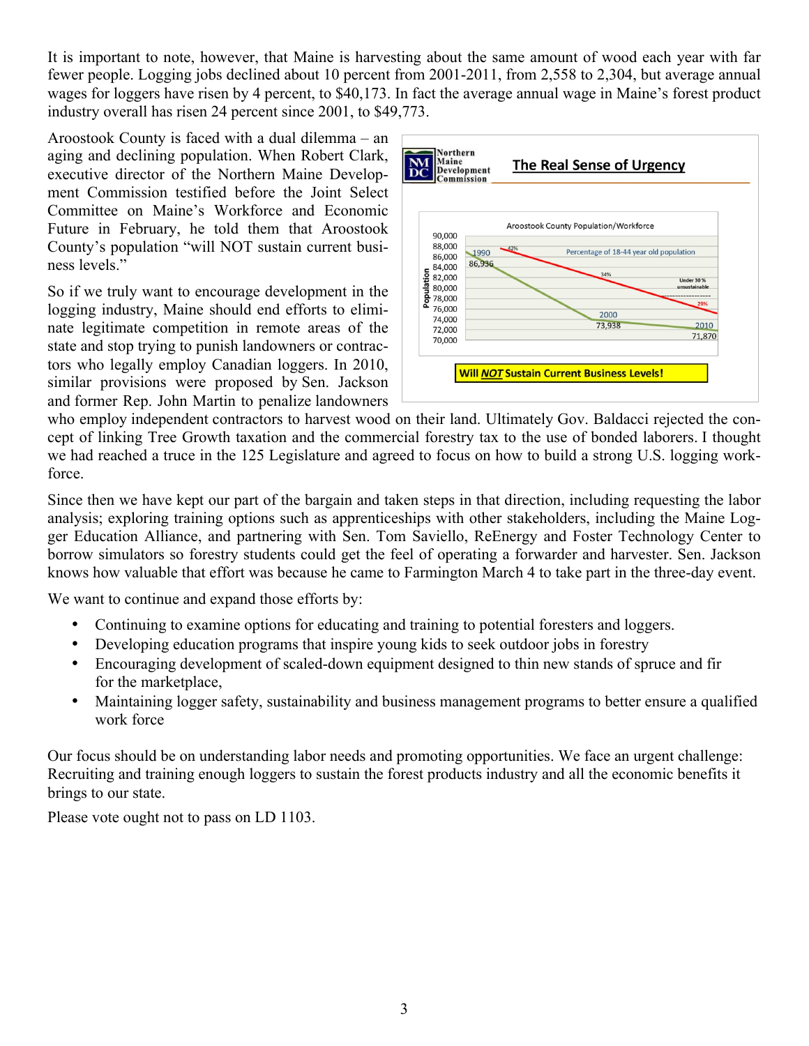It is important to note, however, that Maine is harvesting about the same amount of wood each year with far fewer people. Logging jobs declined about 10 percent from 2001-2011, from 2,558 to 2,304, but average annual wages for loggers have risen by 4 percent, to $40,173. In fact the average annual wage in Maine's forest product industry overall has risen 24 percent since 2001, to $49,773.

Aroostook County is faced with a dual dilemma – an aging and declining population. When Robert Clark, executive director of the Northern Maine Development Commission testified before the Joint Select Committee on Maine's Workforce and Economic Future in February, he told them that Aroostook County's population "will NOT sustain current business levels."

NMDC Northern Maine Development Commission

**The Real Sense of Urgency**

Aroostook County Population/Workforce

Population

90,000
88,000
86,000
84,000
82,000
80,000
78,000
76,000
74,000
72,000
70,000

1990
86,936
42%
Percentage of 18-44 year old population
34%
Under 30 % unsustainable
29%
2000
73,938
2010
71,870

**Will *NOT* Sustain Current Business Levels!**

So if we truly want to encourage development in the logging industry, Maine should end efforts to eliminate legitimate competition in remote areas of the state and stop trying to punish landowners or contractors who legally employ Canadian loggers. In 2010, similar provisions were proposed by Sen. Jackson and former Rep. John Martin to penalize landowners who employ independent contractors to harvest wood on their land. Ultimately Gov. Baldacci rejected the concept of linking Tree Growth taxation and the commercial forestry tax to the use of bonded laborers. I thought we had reached a truce in the 125 Legislature and agreed to focus on how to build a strong U.S. logging workforce.

Since then we have kept our part of the bargain and taken steps in that direction, including requesting the labor analysis; exploring training options such as apprenticeships with other stakeholders, including the Maine Logger Education Alliance, and partnering with Sen. Tom Saviello, ReEnergy and Foster Technology Center to borrow simulators so forestry students could get the feel of operating a forwarder and harvester. Sen. Jackson knows how valuable that effort was because he came to Farmington March 4 to take part in the three-day event.

We want to continue and expand those efforts by:

- Continuing to examine options for educating and training to potential foresters and loggers.
- Developing education programs that inspire young kids to seek outdoor jobs in forestry
- Encouraging development of scaled-down equipment designed to thin new stands of spruce and fir for the marketplace,
- Maintaining logger safety, sustainability and business management programs to better ensure a qualified work force

Our focus should be on understanding labor needs and promoting opportunities. We face an urgent challenge: Recruiting and training enough loggers to sustain the forest products industry and all the economic benefits it brings to our state.

Please vote ought not to pass on LD 1103.